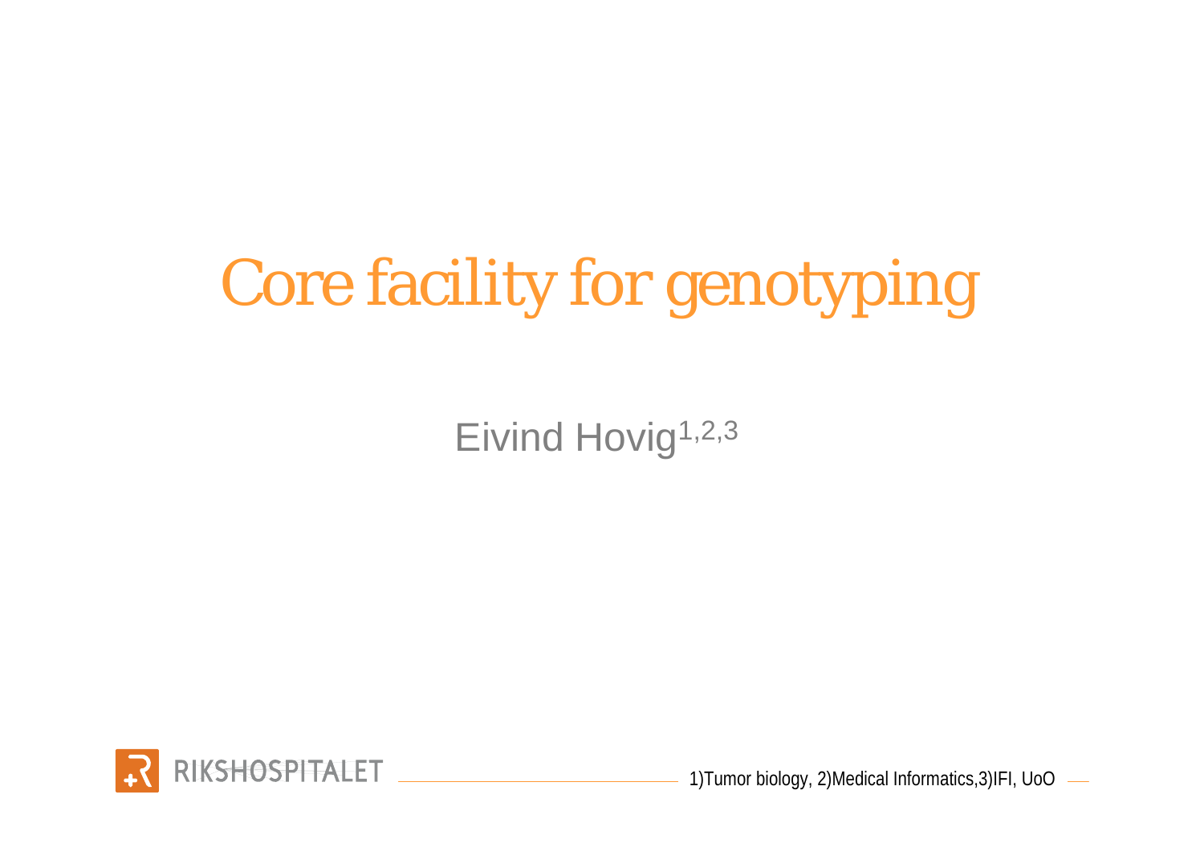# Core facility for genotyping

Eivind Hovig[1,2,3]

RIKSHOSPITALET

1)Tumor biology, 2)Medical Informatics,3)IFI, UoO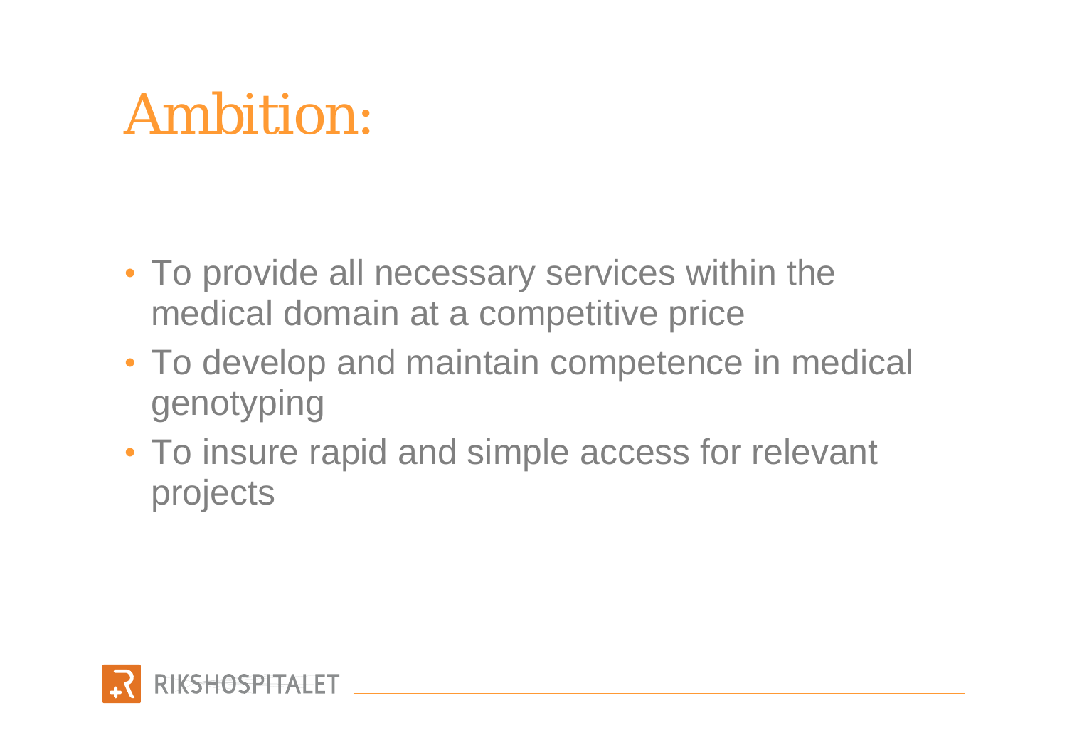# Ambition:

- To provide all necessary services within the medical domain at a competitive price
- To develop and maintain competence in medical genotyping
- To insure rapid and simple access for relevant projects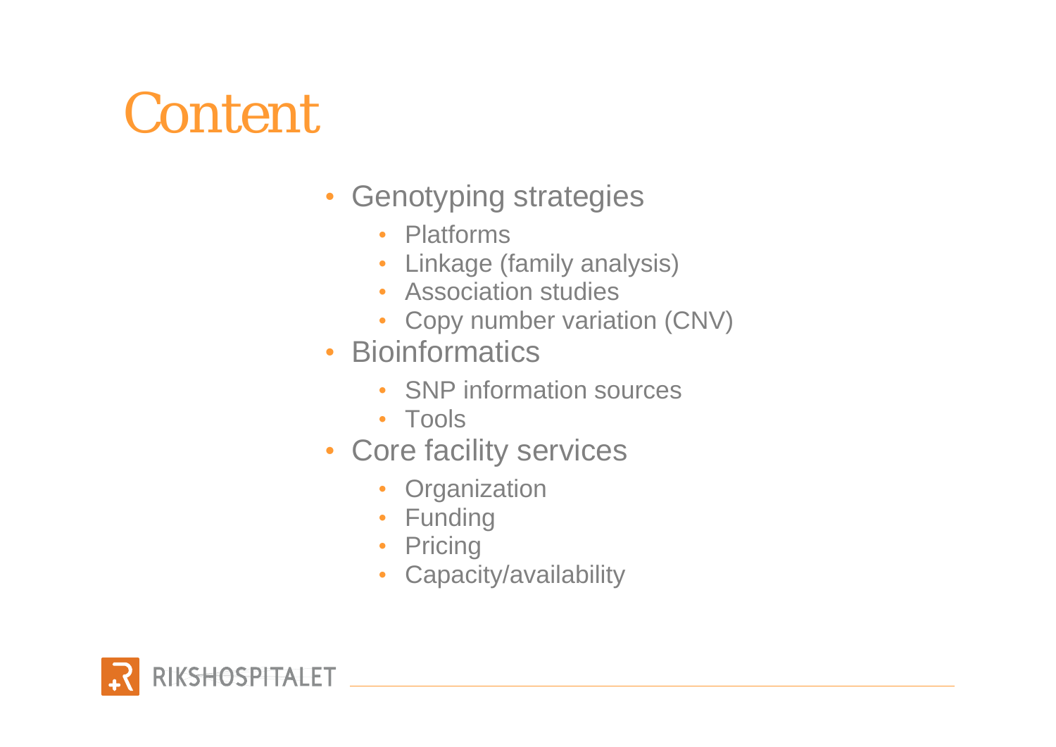# Content

- Genotyping strategies
  - Platforms
  - Linkage (family analysis)
  - Association studies
  - Copy number variation (CNV)
- Bioinformatics
  - SNP information sources
  - Tools
- Core facility services
  - Organization
  - Funding
  - Pricing
  - Capacity/availability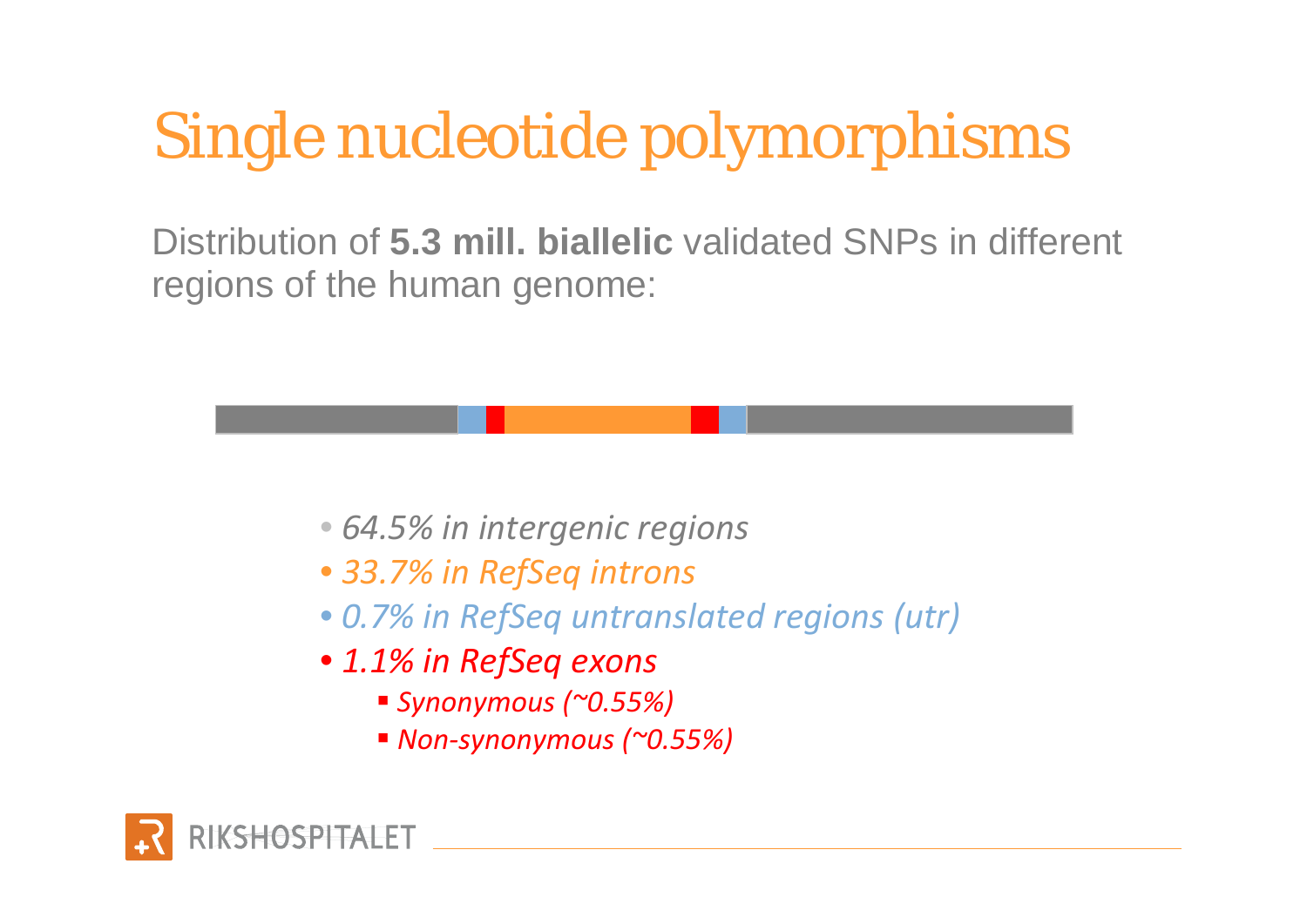# Single nucleotide polymorphisms

Distribution of **5.3 mill. biallelic** validated SNPs in different regions of the human genome:

- *64.5% in intergenic regions*
- *33.7% in RefSeq introns*
- *0.7% in RefSeq untranslated regions (utr)*
- *1.1% in RefSeq exons*
  - *Synonymous (~0.55%)*
  - *Non-synonymous (~0.55%)*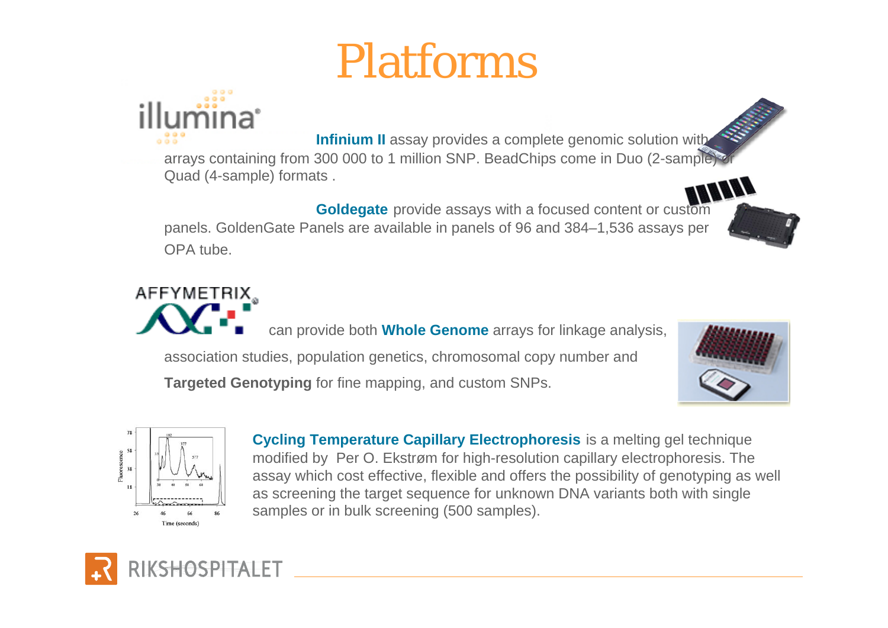# Platforms

illumina

**Infinium II** assay provides a complete genomic solution with arrays containing from 300 000 to 1 million SNP. BeadChips come in Duo (2-sample) or Quad (4-sample) formats .

**Goldegate** provide assays with a focused content or custom panels. GoldenGate Panels are available in panels of 96 and 384–1,536 assays per OPA tube.

AFFYMETRIX

can provide both **Whole Genome** arrays for linkage analysis, association studies, population genetics, chromosomal copy number and **Targeted Genotyping** for fine mapping, and custom SNPs.

**Cycling Temperature Capillary Electrophoresis** is a melting gel technique modified by Per O. Ekstrøm for high-resolution capillary electrophoresis. The assay which cost effective, flexible and offers the possibility of genotyping as well as screening the target sequence for unknown DNA variants both with single samples or in bulk screening (500 samples).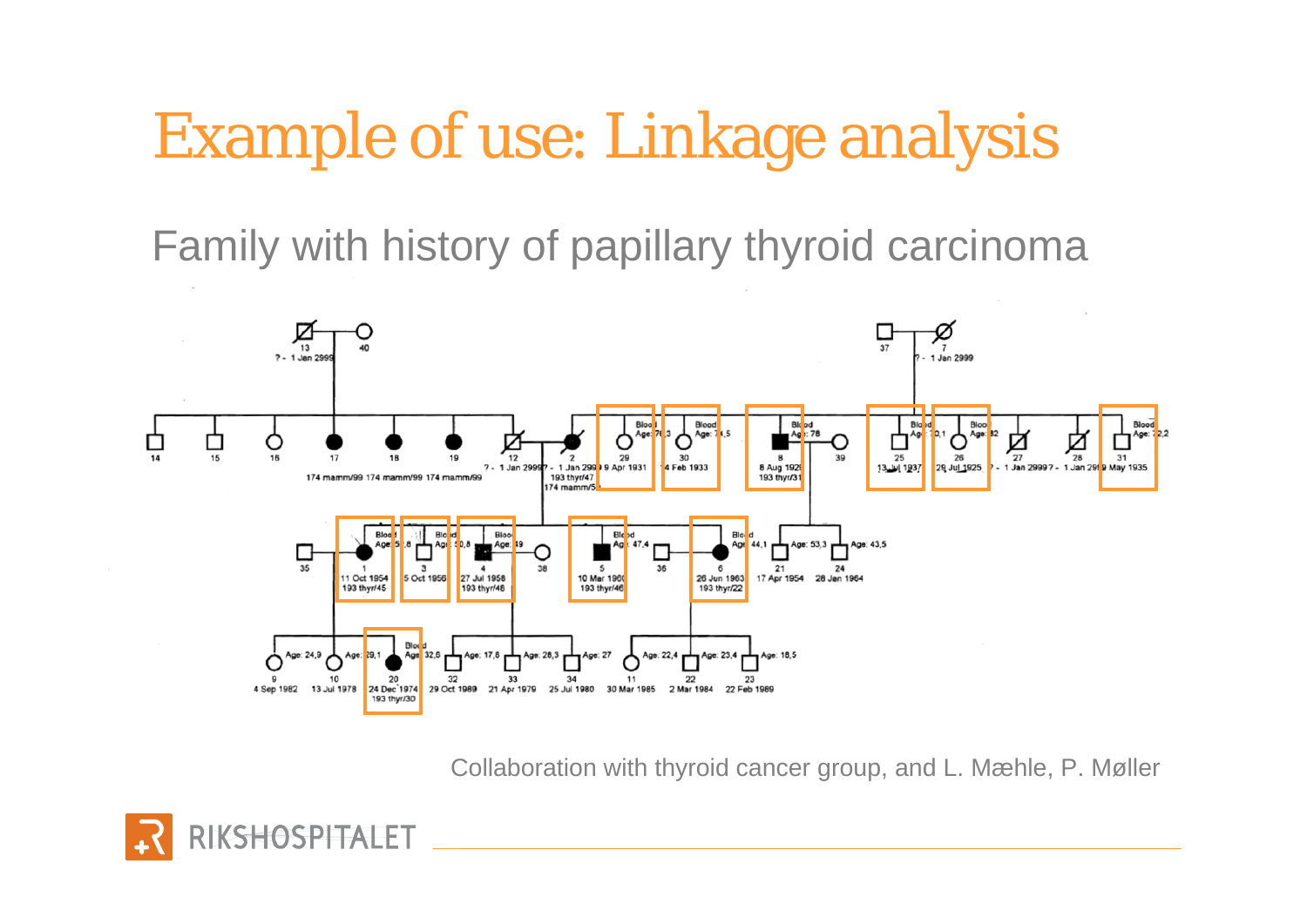# Example of use: Linkage analysis

Family with history of papillary thyroid carcinoma

Collaboration with thyroid cancer group, and L. Mæhle, P. Møller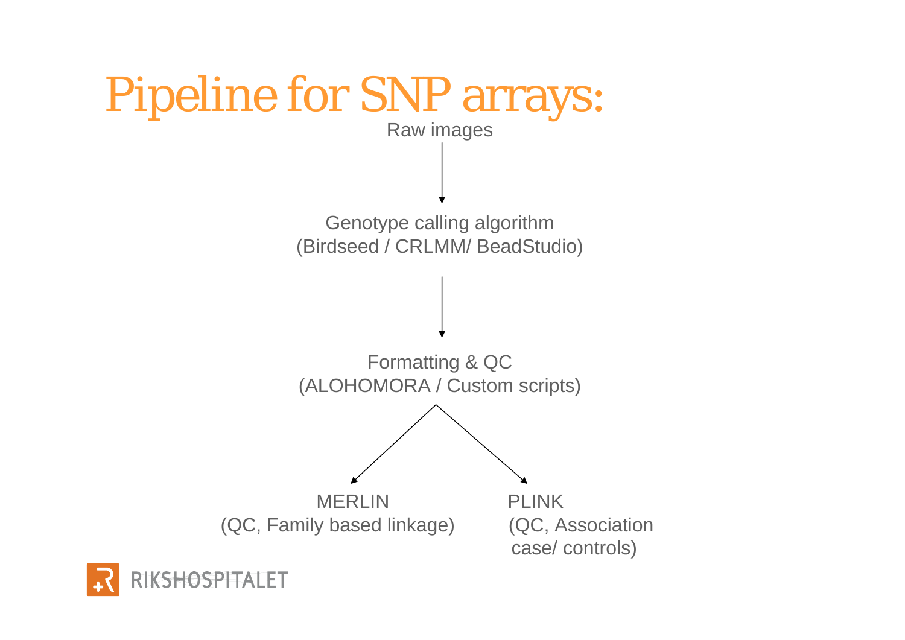# Pipeline for SNP arrays:

Raw images

↓

Genotype calling algorithm
(Birdseed / CRLMM/ BeadStudio)

↓

Formatting & QC
(ALOHOMORA / Custom scripts)

↙ ↘

MERLIN
(QC, Family based linkage)

PLINK
(QC, Association case/ controls)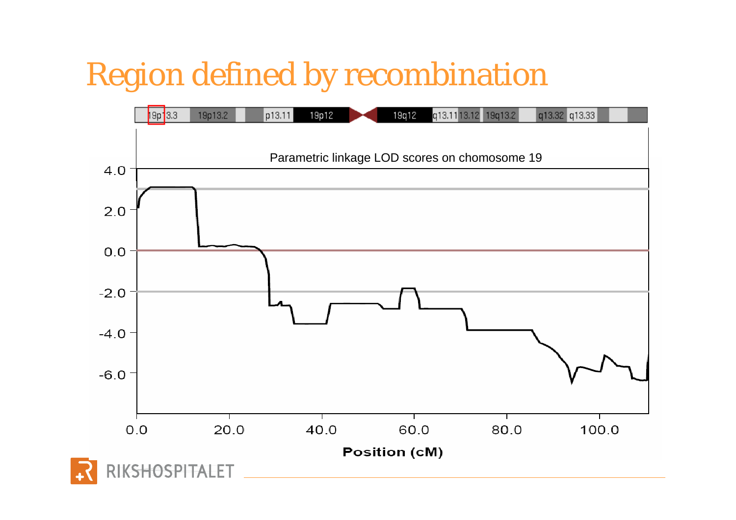# Region defined by recombination

19p13.3 | 19p13.2 | p13.11 | 19p12 | 19q12 | q13.11 | 13.12 | 19q13.2 | q13.32 | q13.33

Parametric linkage LOD scores on chomosome 19

4.0
2.0
0.0
-2.0
-4.0
-6.0

0.0 | 20.0 | 40.0 | 60.0 | 80.0 | 100.0

**Position (cM)**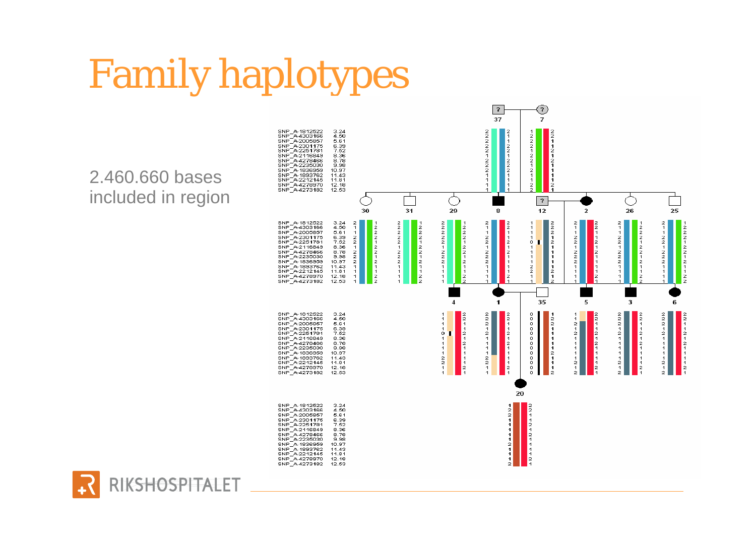# Family haplotypes

2.460.660 bases included in region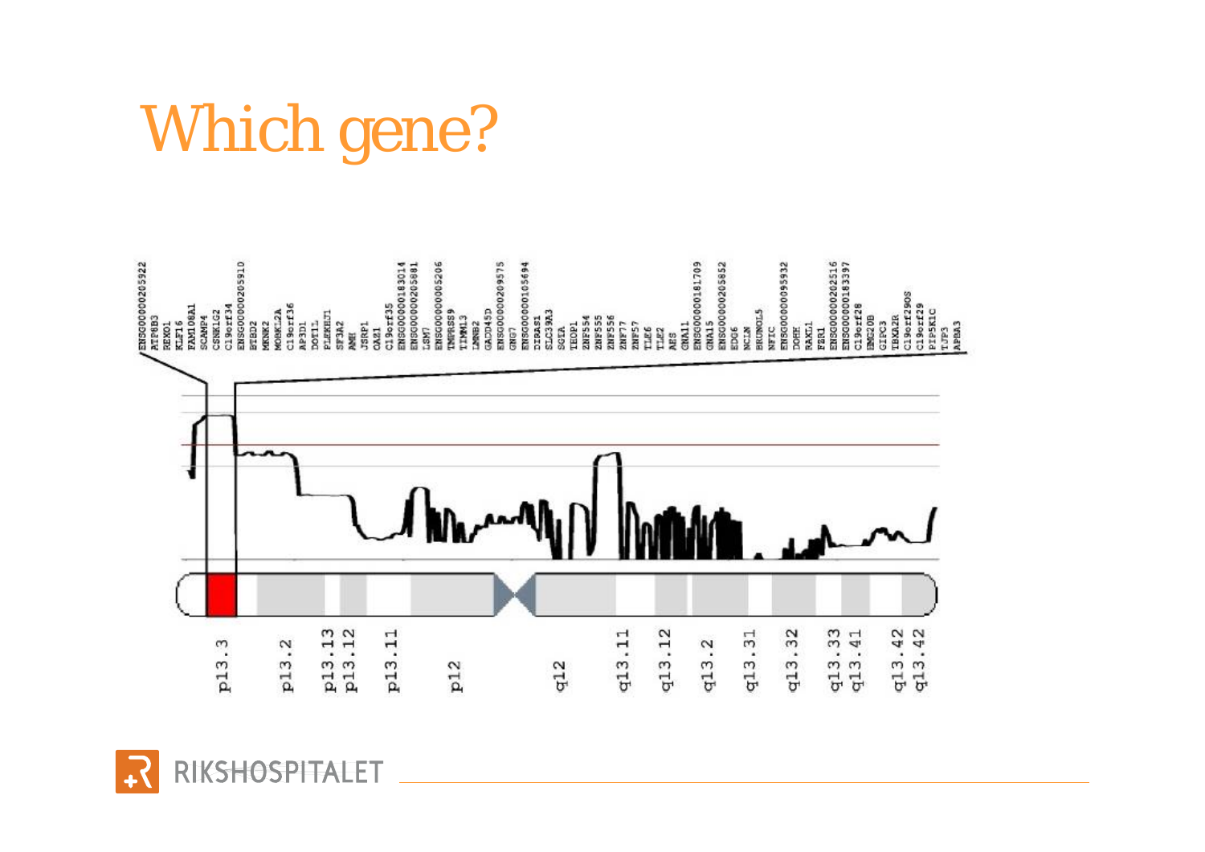# Which gene?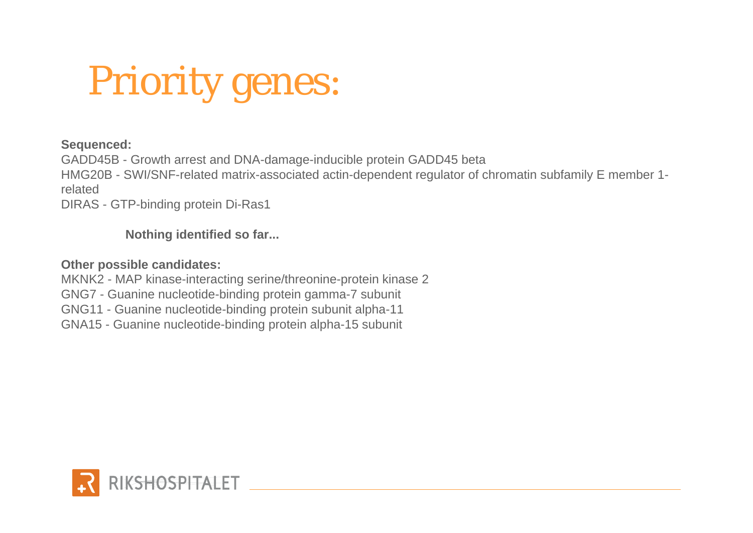# Priority genes:

**Sequenced:**

GADD45B - Growth arrest and DNA-damage-inducible protein GADD45 beta
HMG20B - SWI/SNF-related matrix-associated actin-dependent regulator of chromatin subfamily E member 1-related
DIRAS - GTP-binding protein Di-Ras1

**Nothing identified so far...**

**Other possible candidates:**

MKNK2 - MAP kinase-interacting serine/threonine-protein kinase 2
GNG7 - Guanine nucleotide-binding protein gamma-7 subunit
GNG11 - Guanine nucleotide-binding protein subunit alpha-11
GNA15 - Guanine nucleotide-binding protein alpha-15 subunit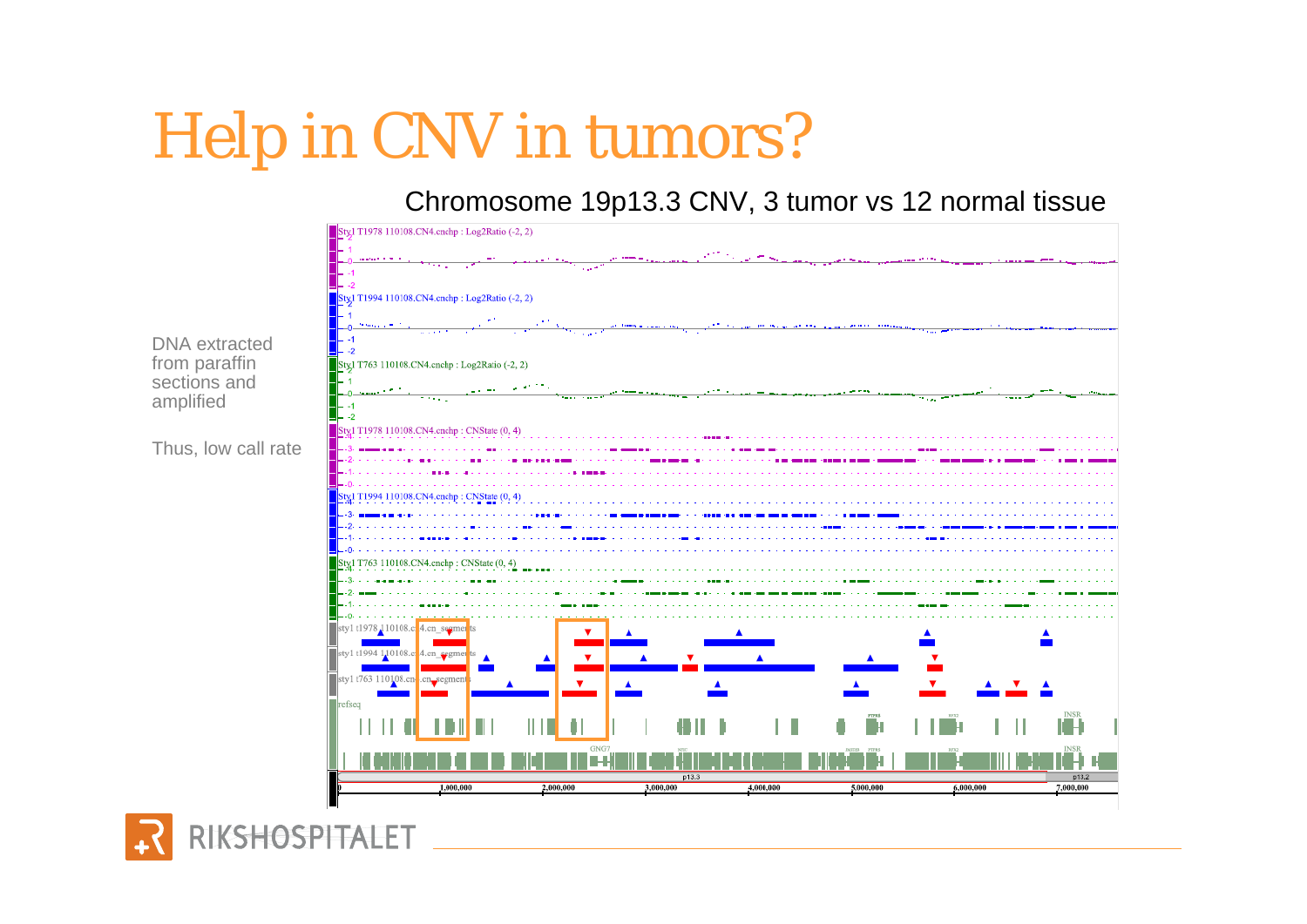# Help in CNV in tumors?

Chromosome 19p13.3 CNV, 3 tumor vs 12 normal tissue

DNA extracted from paraffin sections and amplified

Thus, low call rate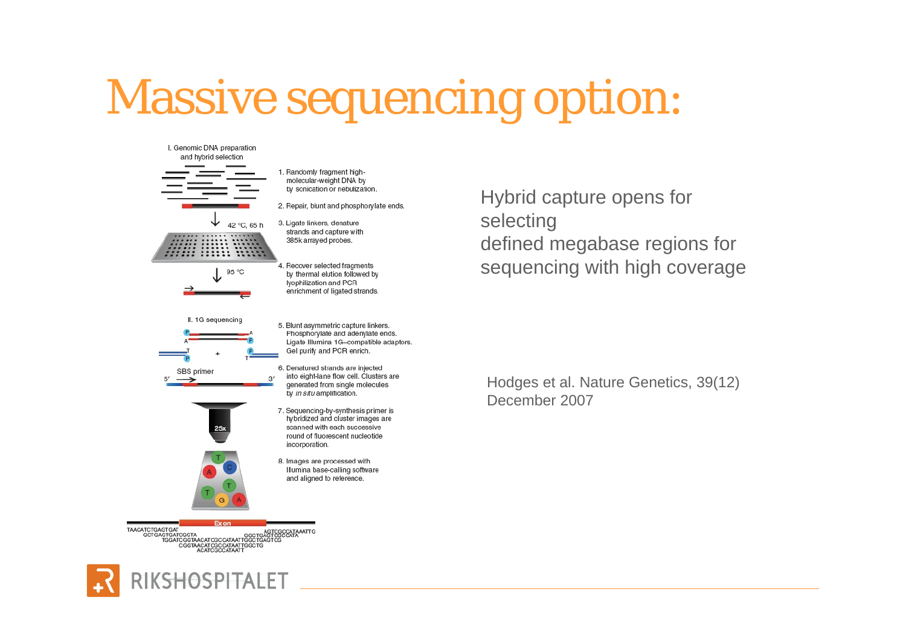# Massive sequencing option:

I. Genomic DNA preparation and hybrid selection

1. Randomly fragment high-molecular-weight DNA by by sonication or nebulization.
2. Repair, blunt and phosphorylate ends.
3. Ligate linkers, denature strands and capture with 385k arrayed probes.
4. Recover selected fragments by thermal elution followed by lyophilization and PCR enrichment of ligated strands.

42 °C, 65 h

95 °C

II. 1G sequencing

5. Blunt asymmetric capture linkers. Phosphorylate and adenylate ends. Ligate Illumina 1G–compatible adaptors. Gel purify and PCR enrich.
6. Denatured strands are injected into eight-lane flow cell. Clusters are generated from single molecules by *in situ* amplification.
7. Sequencing-by-synthesis primer is hybridized and cluster images are scanned with each successive round of fluorescent nucleotide incorporation.
8. Images are processed with Illumina base-calling software and aligned to reference.

SBS primer

5′ 3′

25x

Exon

```
TAACATCTGAGTGAT
   GCTGACTGATCGGTA
        TGGATCGGTAACATCGCCATAATTGGCTGAGTCG
            CGGTAACATCGCCATAATTGGCTG
                ACATCGCCATAATT
                                   AGTCGCCATAAATTG
                                GGCTGAGTCGCCATA
```

Hybrid capture opens for selecting defined megabase regions for sequencing with high coverage

Hodges et al. Nature Genetics, 39(12) December 2007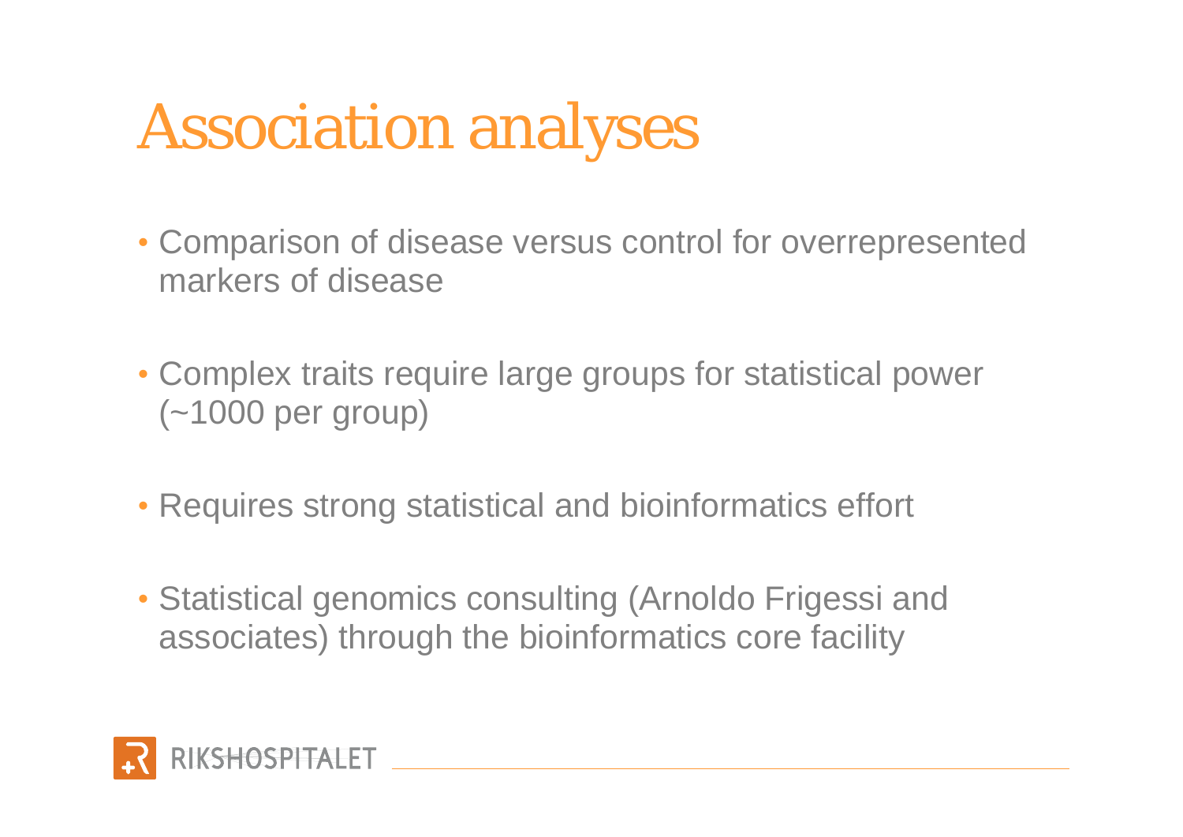# Association analyses

- Comparison of disease versus control for overrepresented markers of disease
- Complex traits require large groups for statistical power (~1000 per group)
- Requires strong statistical and bioinformatics effort
- Statistical genomics consulting (Arnoldo Frigessi and associates) through the bioinformatics core facility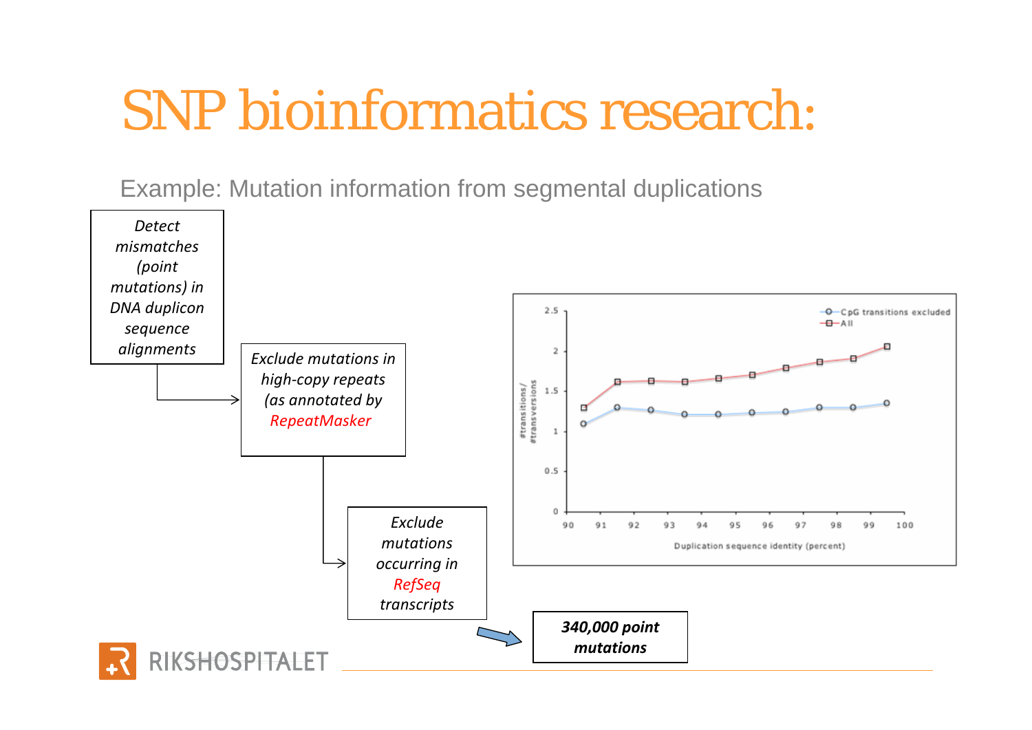# SNP bioinformatics research:

Example: Mutation information from segmental duplications

*Detect mismatches (point mutations) in DNA duplicon sequence alignments*

*Exclude mutations in high-copy repeats (as annotated by RepeatMasker*

*Exclude mutations occurring in RefSeq transcripts*

***340,000 point mutations***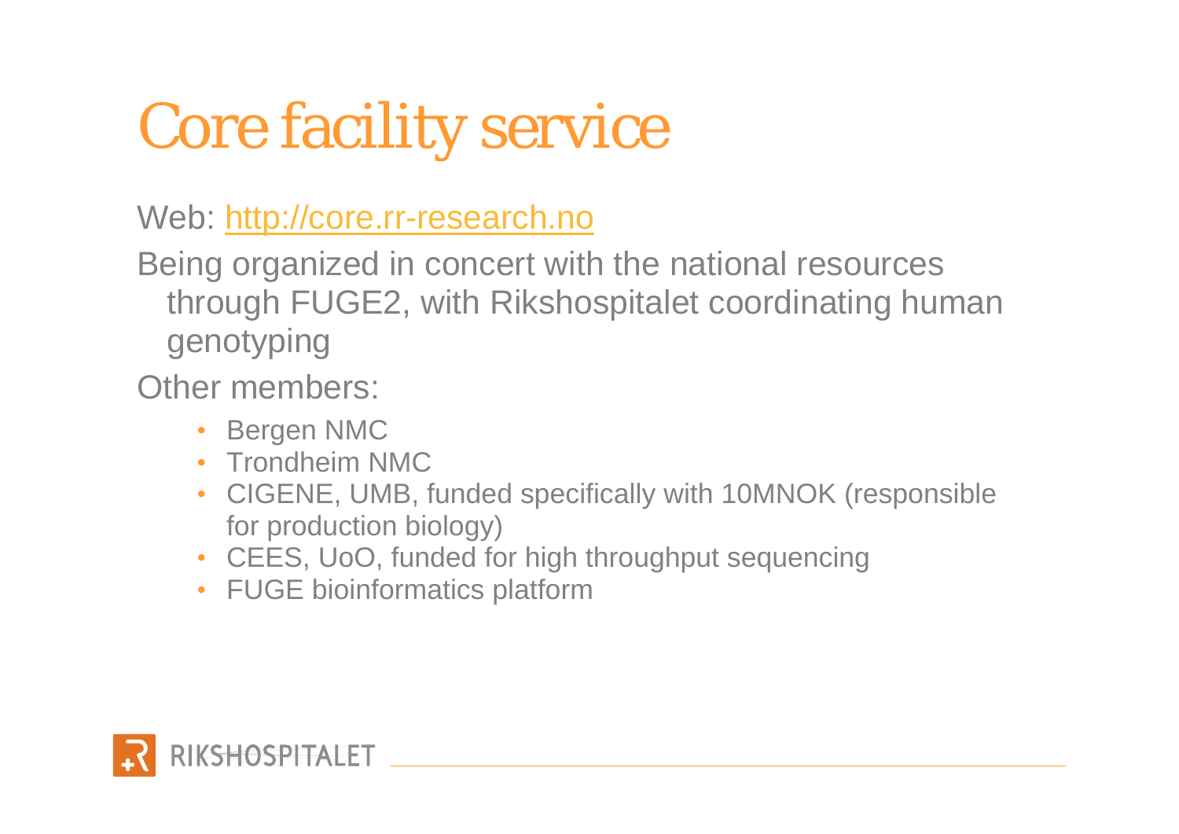# Core facility service

Web: [http://core.rr-research.no](http://core.rr-research.no)

Being organized in concert with the national resources through FUGE2, with Rikshospitalet coordinating human genotyping

Other members:

- Bergen NMC
- Trondheim NMC
- CIGENE, UMB, funded specifically with 10MNOK (responsible for production biology)
- CEES, UoO, funded for high throughput sequencing
- FUGE bioinformatics platform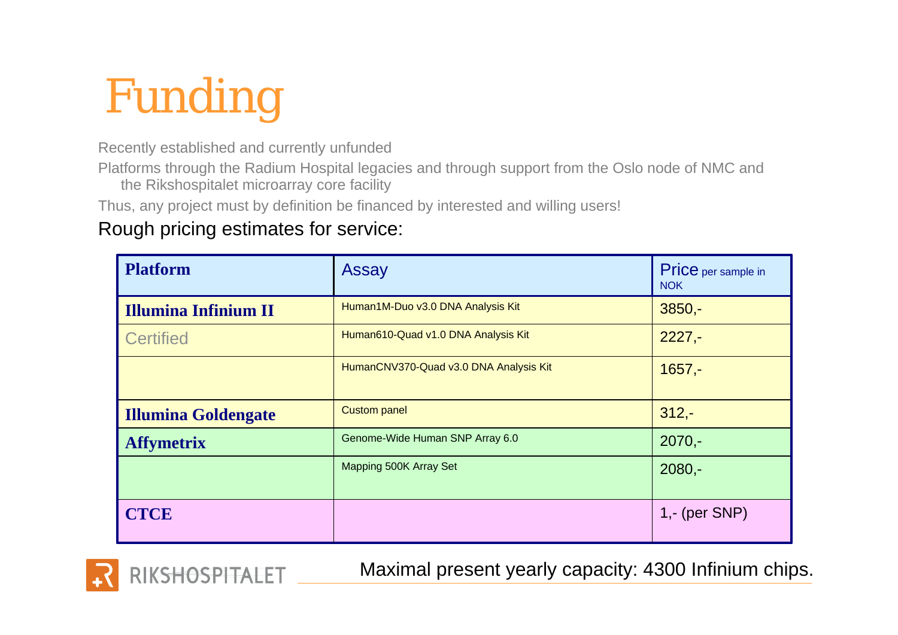# Funding

- Recently established and currently unfunded
- Platforms through the Radium Hospital legacies and through support from the Oslo node of NMC and the Rikshospitalet microarray core facility
- Thus, any project must by definition be financed by interested and willing users!

Rough pricing estimates for service:

| Platform | Assay | Price per sample in NOK |
|---|---|---|
| **Illumina Infinium II** | Human1M-Duo v3.0 DNA Analysis Kit | 3850,- |
| Certified | Human610-Quad v1.0 DNA Analysis Kit | 2227,- |
| | HumanCNV370-Quad v3.0 DNA Analysis Kit | 1657,- |
| **Illumina Goldengate** | Custom panel | 312,- |
| **Affymetrix** | Genome-Wide Human SNP Array 6.0 | 2070,- |
| | Mapping 500K Array Set | 2080,- |
| **CTCE** | | 1,- (per SNP) |

Maximal present yearly capacity: 4300 Infinium chips.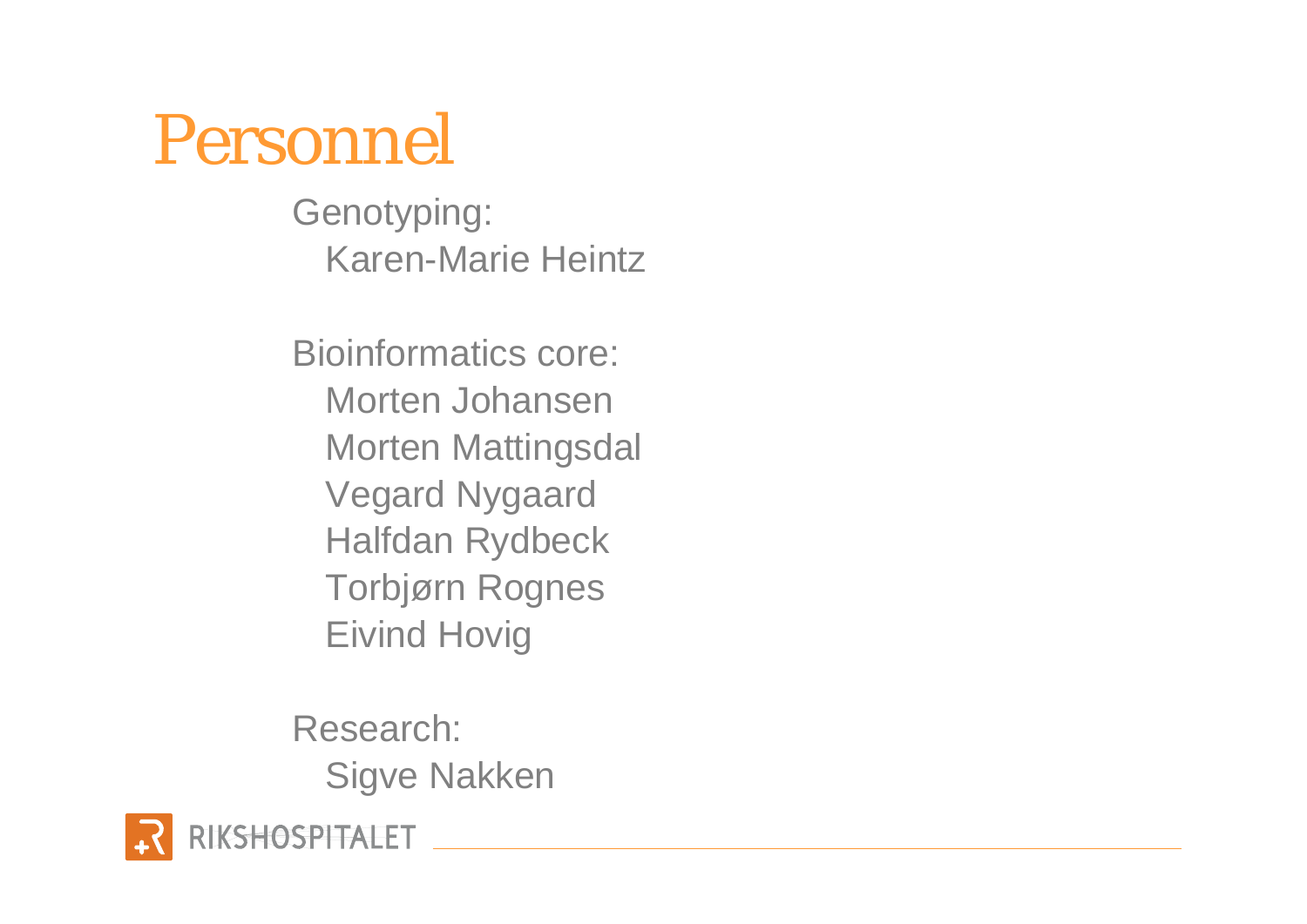# Personnel

Genotyping:

Karen-Marie Heintz

Bioinformatics core:

Morten Johansen
Morten Mattingsdal
Vegard Nygaard
Halfdan Rydbeck
Torbjørn Rognes
Eivind Hovig

Research:

Sigve Nakken